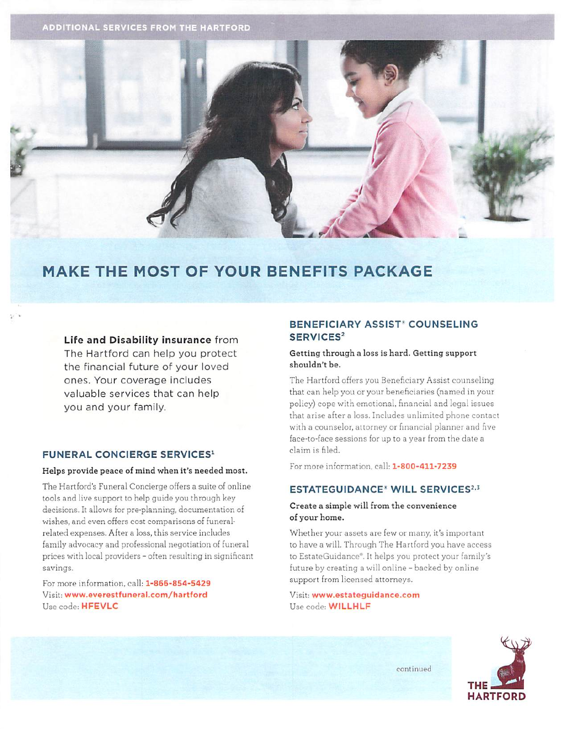ADDITIONAL SERVICES FROM THE HARTFORD

# MAKE THE MOST OF YOUR BENEFITS PACKAGE

**Life and Disability insurance** from The Hartford can help you protect the financial future of your loved ones. Your coverage includes valuable services that can help you and your family.

## FUNERAL CONCIERGE SERVICES[1]

**Helps provide peace of mind when it's needed most.**

The Hartford's Funeral Concierge offers a suite of online tools and live support to help guide you through key decisions. It allows for pre-planning, documentation of wishes, and even offers cost comparisons of funeral-related expenses. After a loss, this service includes family advocacy and professional negotiation of funeral prices with local providers – often resulting in significant savings.

For more information, call: **1-866-854-5429**
Visit: **www.everestfuneral.com/hartford**
Use code: **HFEVLC**

## BENEFICIARY ASSIST® COUNSELING SERVICES[2]

**Getting through a loss is hard. Getting support shouldn't be.**

The Hartford offers you Beneficiary Assist counseling that can help you or your beneficiaries (named in your policy) cope with emotional, financial and legal issues that arise after a loss. Includes unlimited phone contact with a counselor, attorney or financial planner and five face-to-face sessions for up to a year from the date a claim is filed.

For more information, call: **1-800-411-7239**

## ESTATEGUIDANCE® WILL SERVICES[2,3]

**Create a simple will from the convenience of your home.**

Whether your assets are few or many, it's important to have a will. Through The Hartford you have access to EstateGuidance®. It helps you protect your family's future by creating a will online – backed by online support from licensed attorneys.

Visit: **www.estateguidance.com**
Use code: **WILLHLF**

continued

THE HARTFORD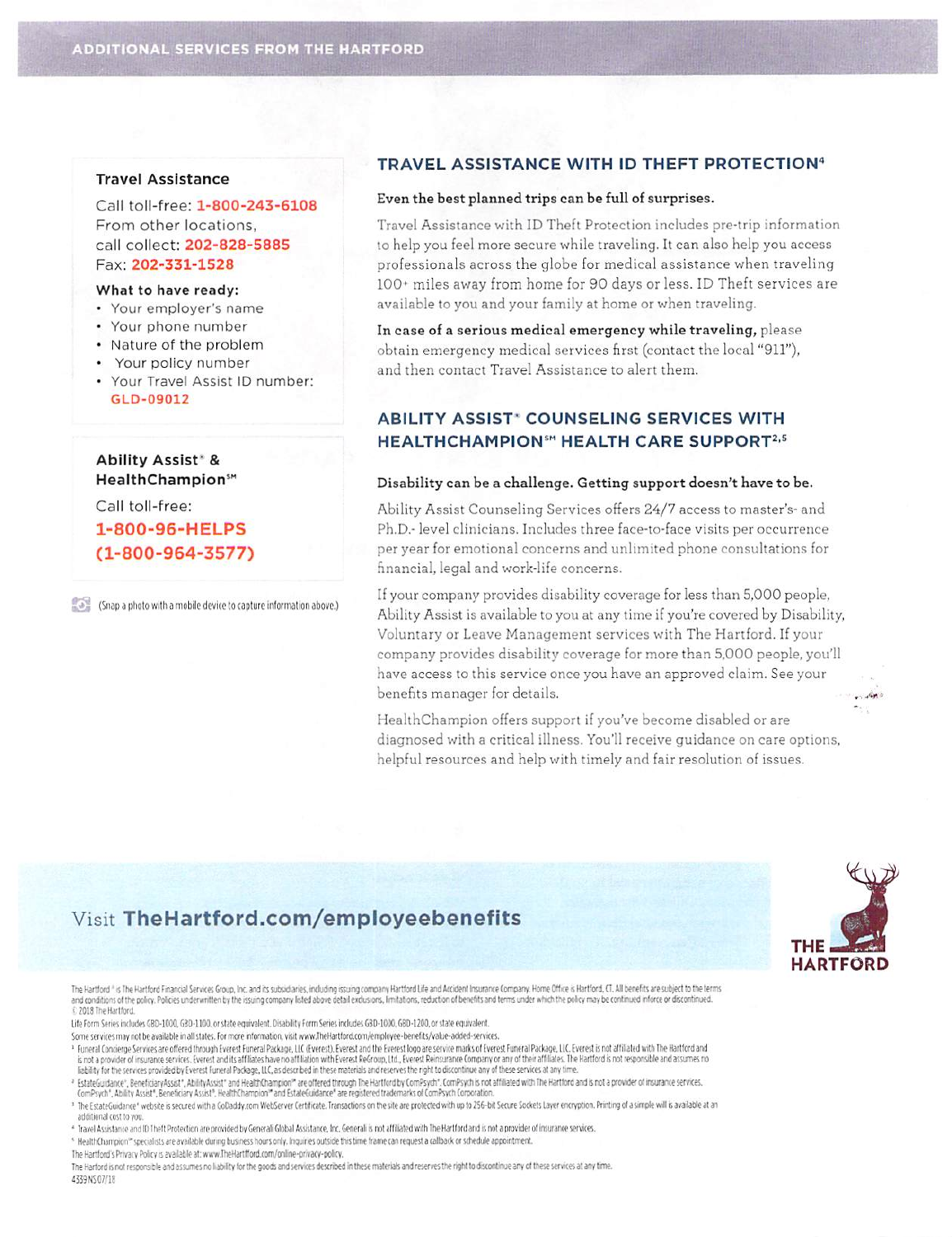## ADDITIONAL SERVICES FROM THE HARTFORD

**Travel Assistance**

Call toll-free: **1-800-243-6108**
From other locations,
call collect: **202-828-5885**
Fax: **202-331-1528**

**What to have ready:**

- Your employer's name
- Your phone number
- Nature of the problem
- Your policy number
- Your Travel Assist ID number: **GLD-09012**

**Ability Assist® & HealthChampion℠**

Call toll-free:
**1-800-96-HELPS**
**(1-800-964-3577)**

(Snap a photo with a mobile device to capture information above.)

### TRAVEL ASSISTANCE WITH ID THEFT PROTECTION[4]

**Even the best planned trips can be full of surprises.**

Travel Assistance with ID Theft Protection includes pre-trip information to help you feel more secure while traveling. It can also help you access professionals across the globe for medical assistance when traveling 100+ miles away from home for 90 days or less. ID Theft services are available to you and your family at home or when traveling.

**In case of a serious medical emergency while traveling,** please obtain emergency medical services first (contact the local "911"), and then contact Travel Assistance to alert them.

### ABILITY ASSIST® COUNSELING SERVICES WITH HEALTHCHAMPION℠ HEALTH CARE SUPPORT[2,5]

**Disability can be a challenge. Getting support doesn't have to be.**

Ability Assist Counseling Services offers 24/7 access to master's- and Ph.D.- level clinicians. Includes three face-to-face visits per occurrence per year for emotional concerns and unlimited phone consultations for financial, legal and work-life concerns.

If your company provides disability coverage for less than 5,000 people, Ability Assist is available to you at any time if you're covered by Disability, Voluntary or Leave Management services with The Hartford. If your company provides disability coverage for more than 5,000 people, you'll have access to this service once you have an approved claim. See your benefits manager for details.

HealthChampion offers support if you've become disabled or are diagnosed with a critical illness. You'll receive guidance on care options, helpful resources and help with timely and fair resolution of issues.

Visit **TheHartford.com/employeebenefits**

THE HARTFORD

The Hartford® is The Hartford Financial Services Group, Inc. and its subsidiaries, including issuing company Hartford Life and Accident Insurance Company. Home Office is Hartford, CT. All benefits are subject to the terms and conditions of the policy. Policies underwritten by the issuing company listed above detail exclusions, limitations, reduction of benefits and terms under which the policy may be continued inforce or discontinued. © 2018 The Hartford.

Life Form Series includes GBD-1000, GBD-1100, or state equivalent. Disability Form Series includes GBD-1000, GBD-1200, or state equivalent.

Some services may not be available in all states. For more information, visit www.TheHartford.com/employee-benefits/value-added-services.

[1] Funeral Concierge Services are offered through Everest Funeral Package, LLC (Everest). Everest and the Everest logo are service marks of Everest Funeral Package, LLC. Everest is not affiliated with The Hartford and is not a provider of insurance services. Everest and its affiliates have no affiliation with Everest ReGroup, Ltd., Everest Reinsurance Company or any of their affiliates. The Hartford is not responsible and assumes no liability for the services provided by Everest Funeral Package, LLC, as described in these materials and reserves the right to discontinue any of these services at any time.

[2] EstateGuidance®, BeneficiaryAssist®, AbilityAssist® and HealthChampion℠ are offered through The Hartford by ComPsych®. ComPsych is not affiliated with The Hartford and is not a provider of insurance services. ComPsych®, Ability Assist®, Beneficiary Assist®, HealthChampion℠ and EstateGuidance® are registered trademarks of ComPsych Corporation.

[3] The EstateGuidance® website is secured with a GoDaddy.com WebServer Certificate. Transactions on the site are protected with up to 256-bit Secure Sockets Layer encryption. Printing of a simple will is available at an additional cost to you.

[4] Travel Assistance and ID Theft Protection are provided by Generali Global Assistance, Inc. Generali is not affiliated with The Hartford and is not a provider of insurance services.

[5] HealthChampion℠ specialists are available during business hours only. Inquiries outside this time frame can request a callback or schedule appointment.

The Hartford's Privacy Policy is available at: www.TheHartford.com/online-privacy-policy.

The Hartford is not responsible and assumes no liability for the goods and services described in these materials and reserves the right to discontinue any of these services at any time.

4359NS 07/18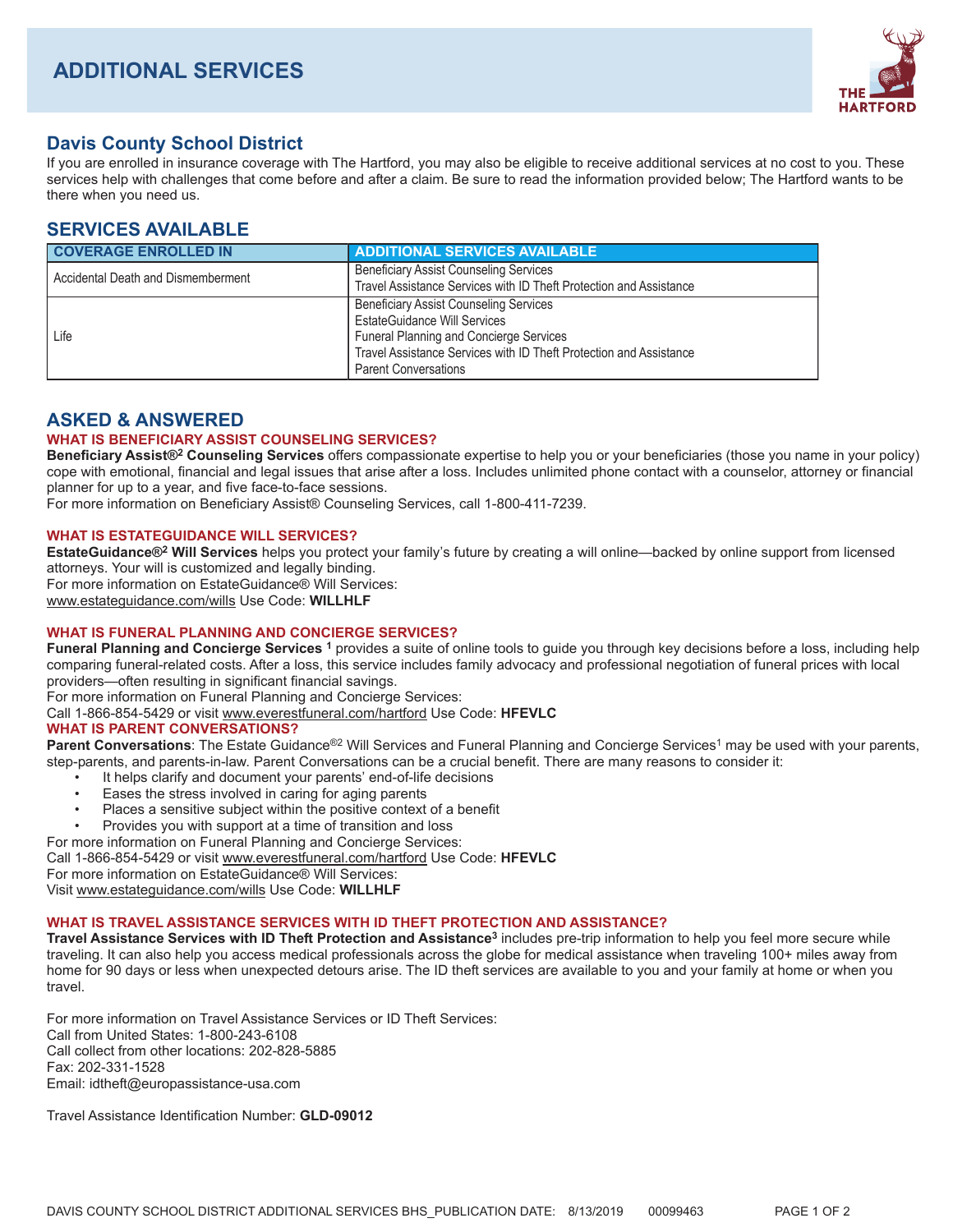# ADDITIONAL SERVICES

## Davis County School District

If you are enrolled in insurance coverage with The Hartford, you may also be eligible to receive additional services at no cost to you. These services help with challenges that come before and after a claim. Be sure to read the information provided below; The Hartford wants to be there when you need us.

## SERVICES AVAILABLE

| COVERAGE ENROLLED IN | ADDITIONAL SERVICES AVAILABLE |
|---|---|
| Accidental Death and Dismemberment | Beneficiary Assist Counseling Services<br>Travel Assistance Services with ID Theft Protection and Assistance |
| Life | Beneficiary Assist Counseling Services<br>EstateGuidance Will Services<br>Funeral Planning and Concierge Services<br>Travel Assistance Services with ID Theft Protection and Assistance<br>Parent Conversations |

## ASKED & ANSWERED

### WHAT IS BENEFICIARY ASSIST COUNSELING SERVICES?

**Beneficiary Assist®[2] Counseling Services** offers compassionate expertise to help you or your beneficiaries (those you name in your policy) cope with emotional, financial and legal issues that arise after a loss. Includes unlimited phone contact with a counselor, attorney or financial planner for up to a year, and five face-to-face sessions.
For more information on Beneficiary Assist® Counseling Services, call 1-800-411-7239.

### WHAT IS ESTATEGUIDANCE WILL SERVICES?

**EstateGuidance®[2] Will Services** helps you protect your family's future by creating a will online—backed by online support from licensed attorneys. Your will is customized and legally binding.
For more information on EstateGuidance® Will Services:
www.estateguidance.com/wills Use Code: **WILLHLF**

### WHAT IS FUNERAL PLANNING AND CONCIERGE SERVICES?

**Funeral Planning and Concierge Services [1]** provides a suite of online tools to guide you through key decisions before a loss, including help comparing funeral-related costs. After a loss, this service includes family advocacy and professional negotiation of funeral prices with local providers—often resulting in significant financial savings.
For more information on Funeral Planning and Concierge Services:
Call 1-866-854-5429 or visit www.everestfuneral.com/hartford Use Code: **HFEVLC**

### WHAT IS PARENT CONVERSATIONS?

**Parent Conversations**: The Estate Guidance®[2] Will Services and Funeral Planning and Concierge Services[1] may be used with your parents, step-parents, and parents-in-law. Parent Conversations can be a crucial benefit. There are many reasons to consider it:

- It helps clarify and document your parents' end-of-life decisions
- Eases the stress involved in caring for aging parents
- Places a sensitive subject within the positive context of a benefit
- Provides you with support at a time of transition and loss

For more information on Funeral Planning and Concierge Services:
Call 1-866-854-5429 or visit www.everestfuneral.com/hartford Use Code: **HFEVLC**
For more information on EstateGuidance® Will Services:
Visit www.estateguidance.com/wills Use Code: **WILLHLF**

### WHAT IS TRAVEL ASSISTANCE SERVICES WITH ID THEFT PROTECTION AND ASSISTANCE?

**Travel Assistance Services with ID Theft Protection and Assistance[3]** includes pre-trip information to help you feel more secure while traveling. It can also help you access medical professionals across the globe for medical assistance when traveling 100+ miles away from home for 90 days or less when unexpected detours arise. The ID theft services are available to you and your family at home or when you travel.

For more information on Travel Assistance Services or ID Theft Services:
Call from United States: 1-800-243-6108
Call collect from other locations: 202-828-5885
Fax: 202-331-1528
Email: idtheft@europassistance-usa.com

Travel Assistance Identification Number: **GLD-09012**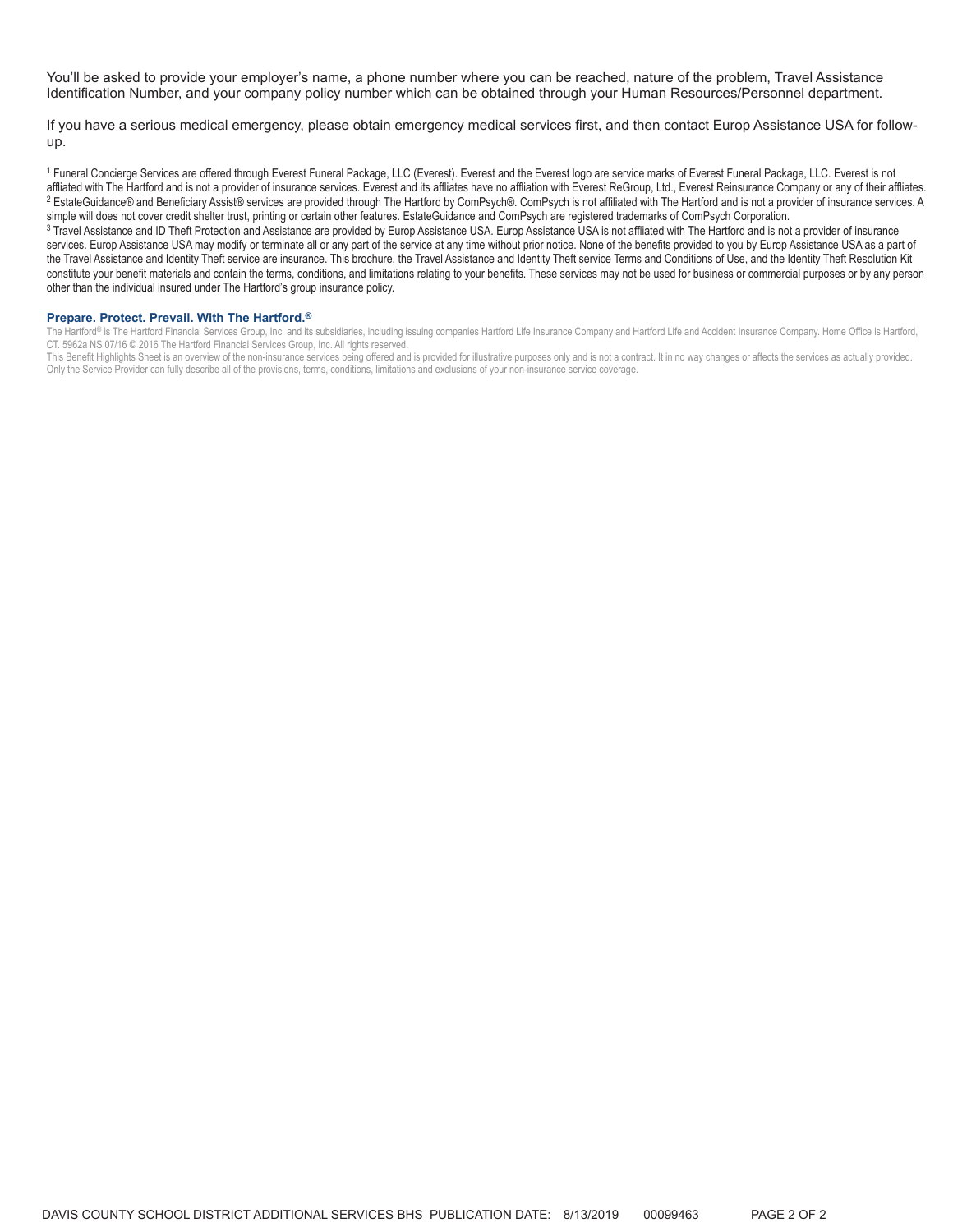You'll be asked to provide your employer's name, a phone number where you can be reached, nature of the problem, Travel Assistance Identification Number, and your company policy number which can be obtained through your Human Resources/Personnel department.

If you have a serious medical emergency, please obtain emergency medical services first, and then contact Europ Assistance USA for follow-up.

[1] Funeral Concierge Services are offered through Everest Funeral Package, LLC (Everest). Everest and the Everest logo are service marks of Everest Funeral Package, LLC. Everest is not affliated with The Hartford and is not a provider of insurance services. Everest and its affliates have no affliation with Everest ReGroup, Ltd., Everest Reinsurance Company or any of their affliates.
[2] EstateGuidance® and Beneficiary Assist® services are provided through The Hartford by ComPsych®. ComPsych is not affiliated with The Hartford and is not a provider of insurance services. A simple will does not cover credit shelter trust, printing or certain other features. EstateGuidance and ComPsych are registered trademarks of ComPsych Corporation.
[3] Travel Assistance and ID Theft Protection and Assistance are provided by Europ Assistance USA. Europ Assistance USA is not affliated with The Hartford and is not a provider of insurance services. Europ Assistance USA may modify or terminate all or any part of the service at any time without prior notice. None of the benefits provided to you by Europ Assistance USA as a part of the Travel Assistance and Identity Theft service are insurance. This brochure, the Travel Assistance and Identity Theft service Terms and Conditions of Use, and the Identity Theft Resolution Kit constitute your benefit materials and contain the terms, conditions, and limitations relating to your benefits. These services may not be used for business or commercial purposes or by any person other than the individual insured under The Hartford's group insurance policy.

**Prepare. Protect. Prevail. With The Hartford.®**

The Hartford® is The Hartford Financial Services Group, Inc. and its subsidiaries, including issuing companies Hartford Life Insurance Company and Hartford Life and Accident Insurance Company. Home Office is Hartford, CT. 5962a NS 07/16 © 2016 The Hartford Financial Services Group, Inc. All rights reserved.
This Benefit Highlights Sheet is an overview of the non-insurance services being offered and is provided for illustrative purposes only and is not a contract. It in no way changes or affects the services as actually provided. Only the Service Provider can fully describe all of the provisions, terms, conditions, limitations and exclusions of your non-insurance service coverage.